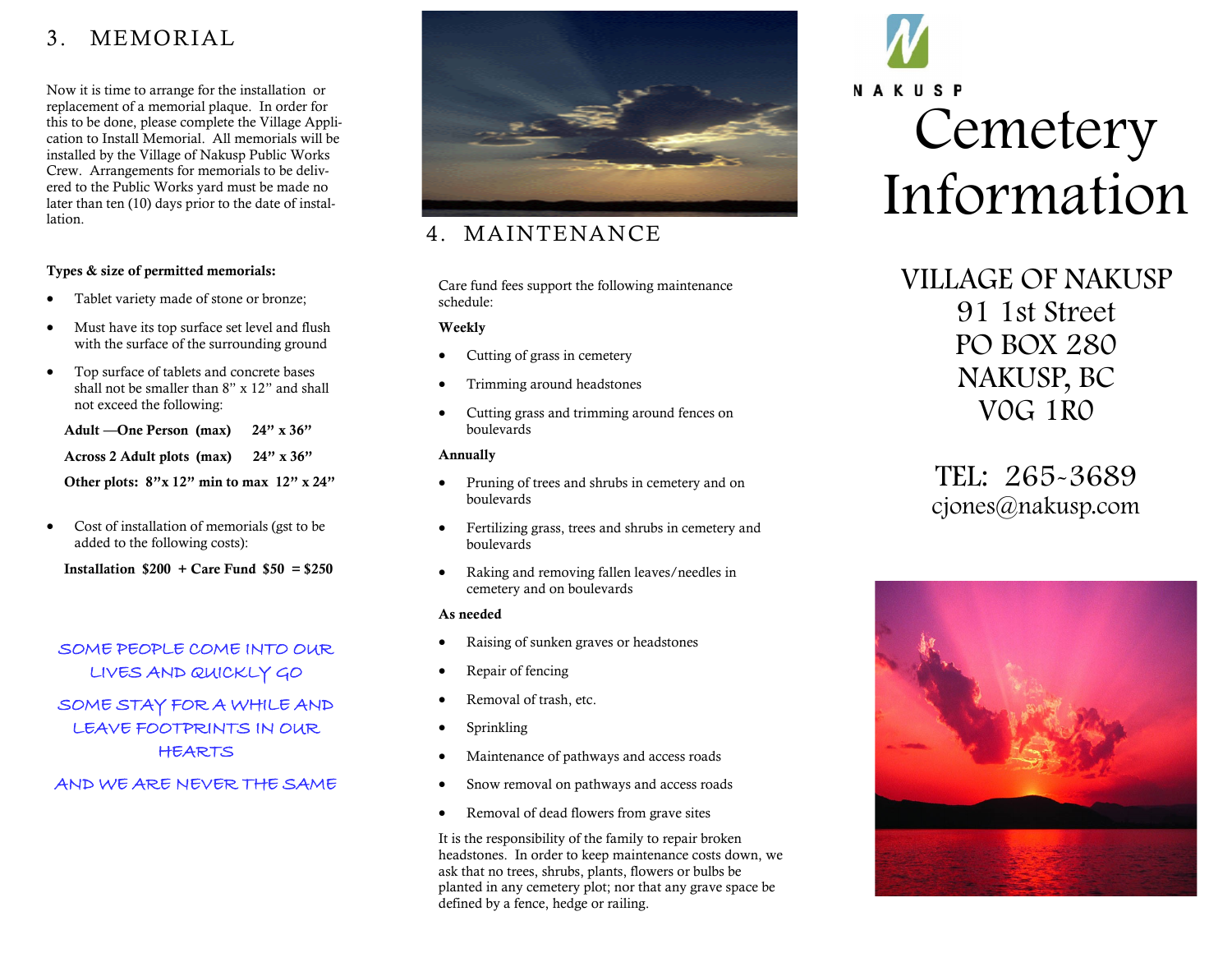## 3. MEMORIAL

Now it is time to arrange for the installation or replacement of a memorial plaque. In order for this to be done, please complete the Village Application to Install Memorial. All memorials will be installed by the Village of Nakusp Public Works Crew. Arrangements for memorials to be delivered to the Public Works yard must be made no later than ten (10) days prior to the date of installation.

**Types & size of permitted memorials:**

- Tablet variety made of stone or bronze;
- Must have its top surface set level and flush with the surface of the surrounding ground
- Top surface of tablets and concrete bases shall not be smaller than 8" x 12" and shall not exceed the following:

**Adult —One Person (max) 24" x 36"**

**Across 2 Adult plots (max) 24" x 36"**

**Other plots: 8"x 12" min to max 12" x 24"**

- Cost of installation of memorials (gst to be added to the following costs):

**Installation $200 + Care Fund $50 = $250**

SOME PEOPLE COME INTO OUR LIVES AND QUICKLY GO

SOME STAY FOR A WHILE AND LEAVE FOOTPRINTS IN OUR HEARTS

AND WE ARE NEVER THE SAME

## 4. MAINTENANCE

Care fund fees support the following maintenance schedule:

**Weekly**

- Cutting of grass in cemetery
- Trimming around headstones
- Cutting grass and trimming around fences on boulevards

**Annually**

- Pruning of trees and shrubs in cemetery and on boulevards
- Fertilizing grass, trees and shrubs in cemetery and boulevards
- Raking and removing fallen leaves/needles in cemetery and on boulevards

**As needed**

- Raising of sunken graves or headstones
- Repair of fencing
- Removal of trash, etc.
- Sprinkling
- Maintenance of pathways and access roads
- Snow removal on pathways and access roads
- Removal of dead flowers from grave sites

It is the responsibility of the family to repair broken headstones. In order to keep maintenance costs down, we ask that no trees, shrubs, plants, flowers or bulbs be planted in any cemetery plot; nor that any grave space be defined by a fence, hedge or railing.

NAKUSP

# Cemetery Information

VILLAGE OF NAKUSP
91 1st Street
PO BOX 280
NAKUSP, BC
V0G 1R0

TEL: 265-3689
cjones@nakusp.com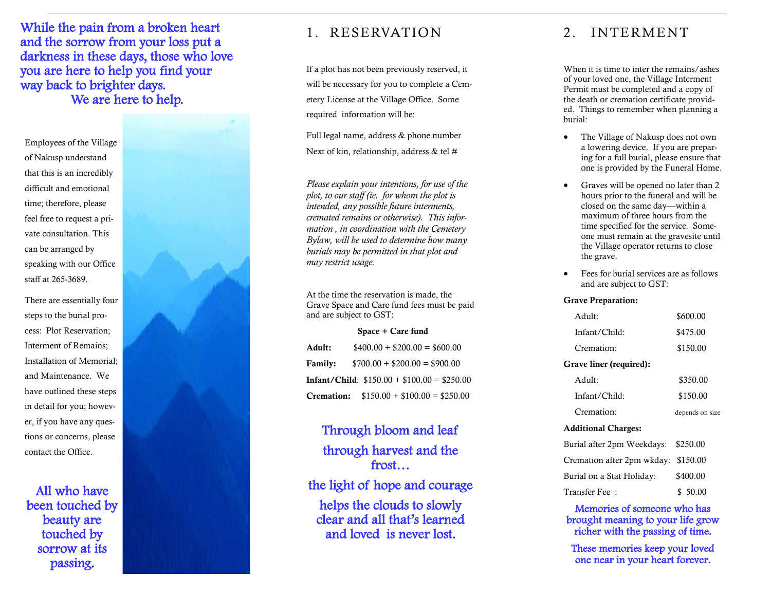While the pain from a broken heart and the sorrow from your loss put a darkness in these days, those who love you are here to help you find your way back to brighter days.

We are here to help.

Employees of the Village of Nakusp understand that this is an incredibly difficult and emotional time; therefore, please feel free to request a private consultation. This can be arranged by speaking with our Office staff at 265-3689.

There are essentially four steps to the burial process: Plot Reservation; Interment of Remains; Installation of Memorial; and Maintenance. We have outlined these steps in detail for you; however, if you have any questions or concerns, please contact the Office.

All who have been touched by beauty are touched by sorrow at its passing.

## 1. RESERVATION

If a plot has not been previously reserved, it will be necessary for you to complete a Cemetery License at the Village Office. Some required information will be:

Full legal name, address & phone number

Next of kin, relationship, address & tel #

*Please explain your intentions, for use of the plot, to our staff (ie. for whom the plot is intended, any possible future interments, cremated remains or otherwise). This information , in coordination with the Cemetery Bylaw, will be used to determine how many burials may be permitted in that plot and may restrict usage.*

At the time the reservation is made, the Grave Space and Care fund fees must be paid and are subject to GST:

| | Space + Care fund |
|---|---|
| **Adult:** | $400.00 + $200.00 = $600.00 |
| **Family:** | $700.00 + $200.00 = $900.00 |
| **Infant/Child**: | $150.00 + $100.00 = $250.00 |
| **Cremation:** | $150.00 + $100.00 = $250.00 |

Through bloom and leaf
through harvest and the frost…
the light of hope and courage
helps the clouds to slowly clear and all that's learned and loved is never lost.

## 2. INTERMENT

When it is time to inter the remains/ashes of your loved one, the Village Interment Permit must be completed and a copy of the death or cremation certificate provided. Things to remember when planning a burial:

- The Village of Nakusp does not own a lowering device. If you are preparing for a full burial, please ensure that one is provided by the Funeral Home.
- Graves will be opened no later than 2 hours prior to the funeral and will be closed on the same day—within a maximum of three hours from the time specified for the service. Someone must remain at the gravesite until the Village operator returns to close the grave.
- Fees for burial services are as follows and are subject to GST:

| | |
|---|---|
| **Grave Preparation:** | |
| Adult: | $600.00 |
| Infant/Child: | $475.00 |
| Cremation: | $150.00 |
| **Grave liner (required):** | |
| Adult: | $350.00 |
| Infant/Child: | $150.00 |
| Cremation: | depends on size |
| **Additional Charges:** | |
| Burial after 2pm Weekdays: | $250.00 |
| Cremation after 2pm wkday: | $150.00 |
| Burial on a Stat Holiday: | $400.00 |
| Transfer Fee : | $ 50.00 |

Memories of someone who has brought meaning to your life grow richer with the passing of time.

These memories keep your loved one near in your heart forever.